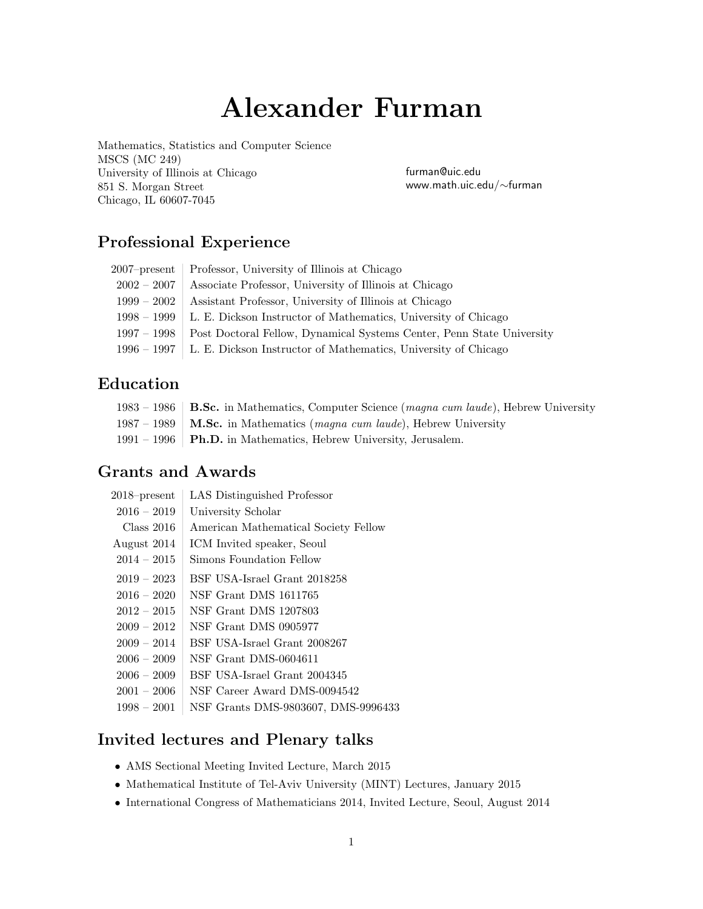# Alexander Furman

Mathematics, Statistics and Computer Science
MSCS (MC 249)
University of Illinois at Chicago
851 S. Morgan Street
Chicago, IL 60607-7045

furman@uic.edu
www.math.uic.edu/∼furman

## Professional Experience

| | |
|---|---|
| 2007–present | Professor, University of Illinois at Chicago |
| 2002 – 2007 | Associate Professor, University of Illinois at Chicago |
| 1999 – 2002 | Assistant Professor, University of Illinois at Chicago |
| 1998 – 1999 | L. E. Dickson Instructor of Mathematics, University of Chicago |
| 1997 – 1998 | Post Doctoral Fellow, Dynamical Systems Center, Penn State University |
| 1996 – 1997 | L. E. Dickson Instructor of Mathematics, University of Chicago |

## Education

| | |
|---|---|
| 1983 – 1986 | **B.Sc.** in Mathematics, Computer Science (*magna cum laude*), Hebrew University |
| 1987 – 1989 | **M.Sc.** in Mathematics (*magna cum laude*), Hebrew University |
| 1991 – 1996 | **Ph.D.** in Mathematics, Hebrew University, Jerusalem. |

## Grants and Awards

| | |
|---|---|
| 2018–present | LAS Distinguished Professor |
| 2016 – 2019 | University Scholar |
| Class 2016 | American Mathematical Society Fellow |
| August 2014 | ICM Invited speaker, Seoul |
| 2014 – 2015 | Simons Foundation Fellow |
| 2019 – 2023 | BSF USA-Israel Grant 2018258 |
| 2016 – 2020 | NSF Grant DMS 1611765 |
| 2012 – 2015 | NSF Grant DMS 1207803 |
| 2009 – 2012 | NSF Grant DMS 0905977 |
| 2009 – 2014 | BSF USA-Israel Grant 2008267 |
| 2006 – 2009 | NSF Grant DMS-0604611 |
| 2006 – 2009 | BSF USA-Israel Grant 2004345 |
| 2001 – 2006 | NSF Career Award DMS-0094542 |
| 1998 – 2001 | NSF Grants DMS-9803607, DMS-9996433 |

## Invited lectures and Plenary talks

- AMS Sectional Meeting Invited Lecture, March 2015
- Mathematical Institute of Tel-Aviv University (MINT) Lectures, January 2015
- International Congress of Mathematicians 2014, Invited Lecture, Seoul, August 2014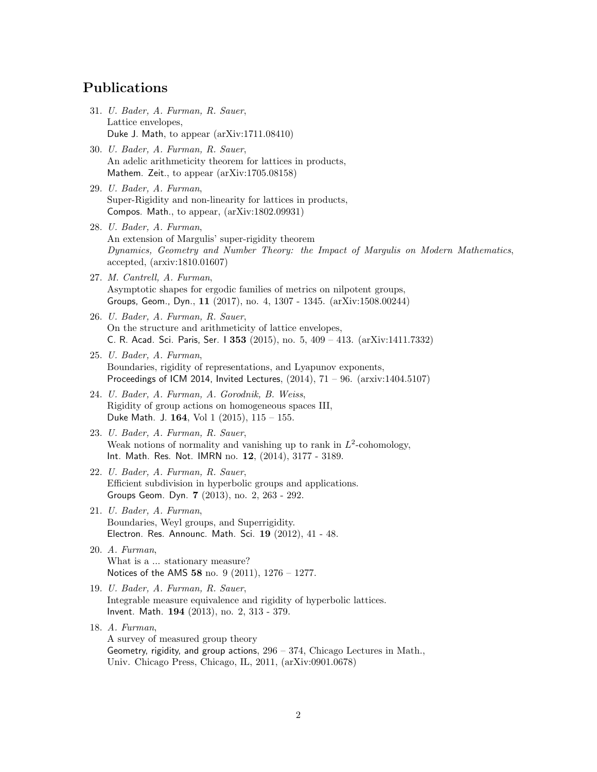## Publications

31. *U. Bader, A. Furman, R. Sauer*,
 Lattice envelopes,
 Duke J. Math, to appear (arXiv:1711.08410)

30. *U. Bader, A. Furman, R. Sauer*,
 An adelic arithmeticity theorem for lattices in products,
 Mathem. Zeit., to appear (arXiv:1705.08158)

29. *U. Bader, A. Furman*,
 Super-Rigidity and non-linearity for lattices in products,
 Compos. Math., to appear, (arXiv:1802.09931)

28. *U. Bader, A. Furman*,
 An extension of Margulis' super-rigidity theorem
 *Dynamics, Geometry and Number Theory: the Impact of Margulis on Modern Mathematics*, accepted, (arxiv:1810.01607)

27. *M. Cantrell, A. Furman*,
 Asymptotic shapes for ergodic families of metrics on nilpotent groups,
 Groups, Geom., Dyn., **11** (2017), no. 4, 1307 - 1345. (arXiv:1508.00244)

26. *U. Bader, A. Furman, R. Sauer*,
 On the structure and arithmeticity of lattice envelopes,
 C. R. Acad. Sci. Paris, Ser. I **353** (2015), no. 5, 409 – 413. (arXiv:1411.7332)

25. *U. Bader, A. Furman*,
 Boundaries, rigidity of representations, and Lyapunov exponents,
 Proceedings of ICM 2014, Invited Lectures, (2014), 71 – 96. (arxiv:1404.5107)

24. *U. Bader, A. Furman, A. Gorodnik, B. Weiss*,
 Rigidity of group actions on homogeneous spaces III,
 Duke Math. J. **164**, Vol 1 (2015), 115 – 155.

23. *U. Bader, A. Furman, R. Sauer*,
 Weak notions of normality and vanishing up to rank in $L^2$-cohomology,
 Int. Math. Res. Not. IMRN no. **12**, (2014), 3177 - 3189.

22. *U. Bader, A. Furman, R. Sauer*,
 Efficient subdivision in hyperbolic groups and applications.
 Groups Geom. Dyn. **7** (2013), no. 2, 263 - 292.

21. *U. Bader, A. Furman*,
 Boundaries, Weyl groups, and Superrigidity.
 Electron. Res. Announc. Math. Sci. **19** (2012), 41 - 48.

20. *A. Furman*,
 What is a ... stationary measure?
 Notices of the AMS **58** no. 9 (2011), 1276 – 1277.

19. *U. Bader, A. Furman, R. Sauer*,
 Integrable measure equivalence and rigidity of hyperbolic lattices.
 Invent. Math. **194** (2013), no. 2, 313 - 379.

18. *A. Furman*,
 A survey of measured group theory
 Geometry, rigidity, and group actions, 296 – 374, Chicago Lectures in Math.,
 Univ. Chicago Press, Chicago, IL, 2011, (arXiv:0901.0678)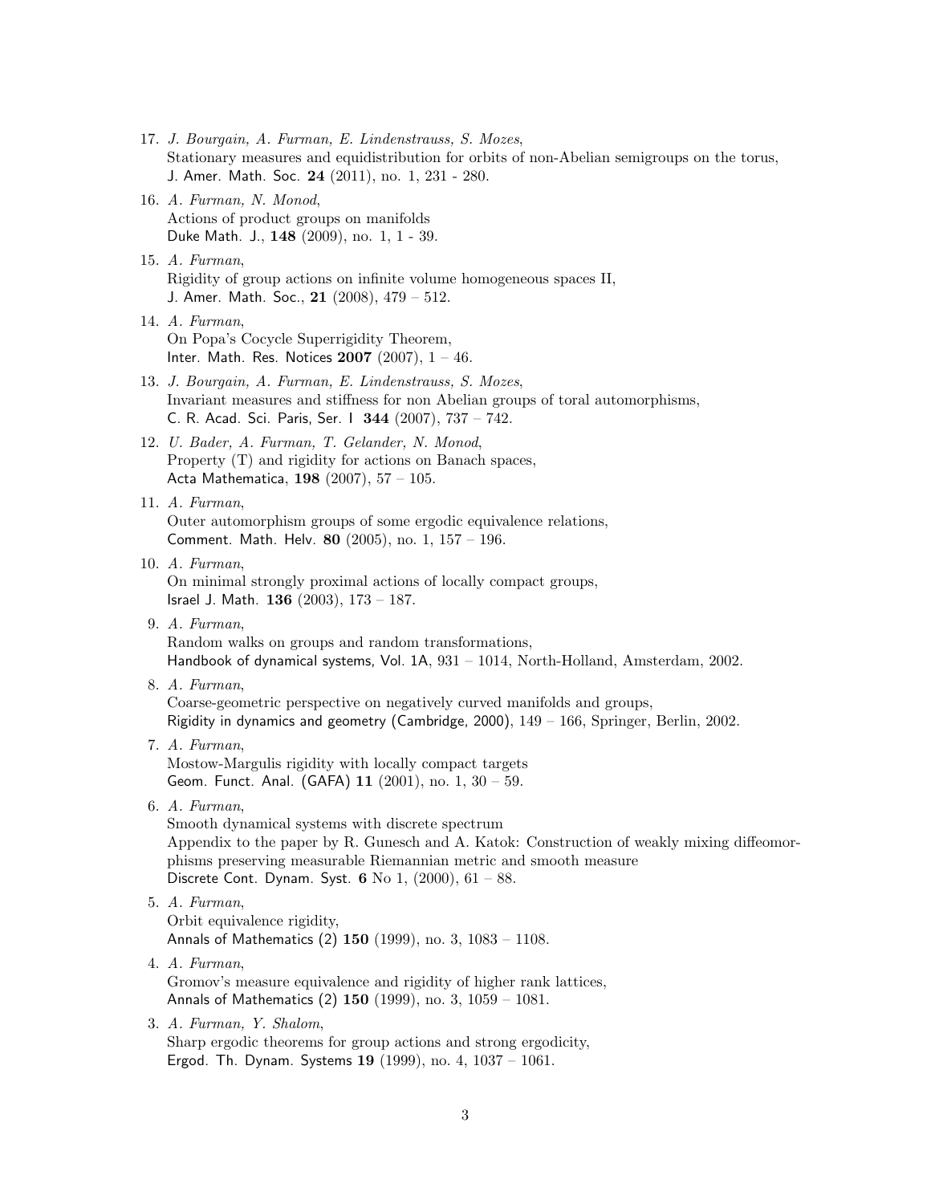17. *J. Bourgain, A. Furman, E. Lindenstrauss, S. Mozes*,
   Stationary measures and equidistribution for orbits of non-Abelian semigroups on the torus,
   J. Amer. Math. Soc. **24** (2011), no. 1, 231 - 280.

16. *A. Furman, N. Monod*,
   Actions of product groups on manifolds
   Duke Math. J., **148** (2009), no. 1, 1 - 39.

15. *A. Furman*,
   Rigidity of group actions on infinite volume homogeneous spaces II,
   J. Amer. Math. Soc., **21** (2008), 479 – 512.

14. *A. Furman*,
   On Popa's Cocycle Superrigidity Theorem,
   Inter. Math. Res. Notices **2007** (2007), 1 – 46.

13. *J. Bourgain, A. Furman, E. Lindenstrauss, S. Mozes*,
   Invariant measures and stiffness for non Abelian groups of toral automorphisms,
   C. R. Acad. Sci. Paris, Ser. I **344** (2007), 737 – 742.

12. *U. Bader, A. Furman, T. Gelander, N. Monod*,
   Property (T) and rigidity for actions on Banach spaces,
   Acta Mathematica, **198** (2007), 57 – 105.

11. *A. Furman*,
   Outer automorphism groups of some ergodic equivalence relations,
   Comment. Math. Helv. **80** (2005), no. 1, 157 – 196.

10. *A. Furman*,
   On minimal strongly proximal actions of locally compact groups,
   Israel J. Math. **136** (2003), 173 – 187.

9. *A. Furman*,
   Random walks on groups and random transformations,
   Handbook of dynamical systems, Vol. 1A, 931 – 1014, North-Holland, Amsterdam, 2002.

8. *A. Furman*,
   Coarse-geometric perspective on negatively curved manifolds and groups,
   Rigidity in dynamics and geometry (Cambridge, 2000), 149 – 166, Springer, Berlin, 2002.

7. *A. Furman*,
   Mostow-Margulis rigidity with locally compact targets
   Geom. Funct. Anal. (GAFA) **11** (2001), no. 1, 30 – 59.

6. *A. Furman*,
   Smooth dynamical systems with discrete spectrum
   Appendix to the paper by R. Gunesch and A. Katok: Construction of weakly mixing diffeomorphisms preserving measurable Riemannian metric and smooth measure
   Discrete Cont. Dynam. Syst. **6** No 1, (2000), 61 – 88.

5. *A. Furman*,
   Orbit equivalence rigidity,
   Annals of Mathematics (2) **150** (1999), no. 3, 1083 – 1108.

4. *A. Furman*,
   Gromov's measure equivalence and rigidity of higher rank lattices,
   Annals of Mathematics (2) **150** (1999), no. 3, 1059 – 1081.

3. *A. Furman, Y. Shalom*,
   Sharp ergodic theorems for group actions and strong ergodicity,
   Ergod. Th. Dynam. Systems **19** (1999), no. 4, 1037 – 1061.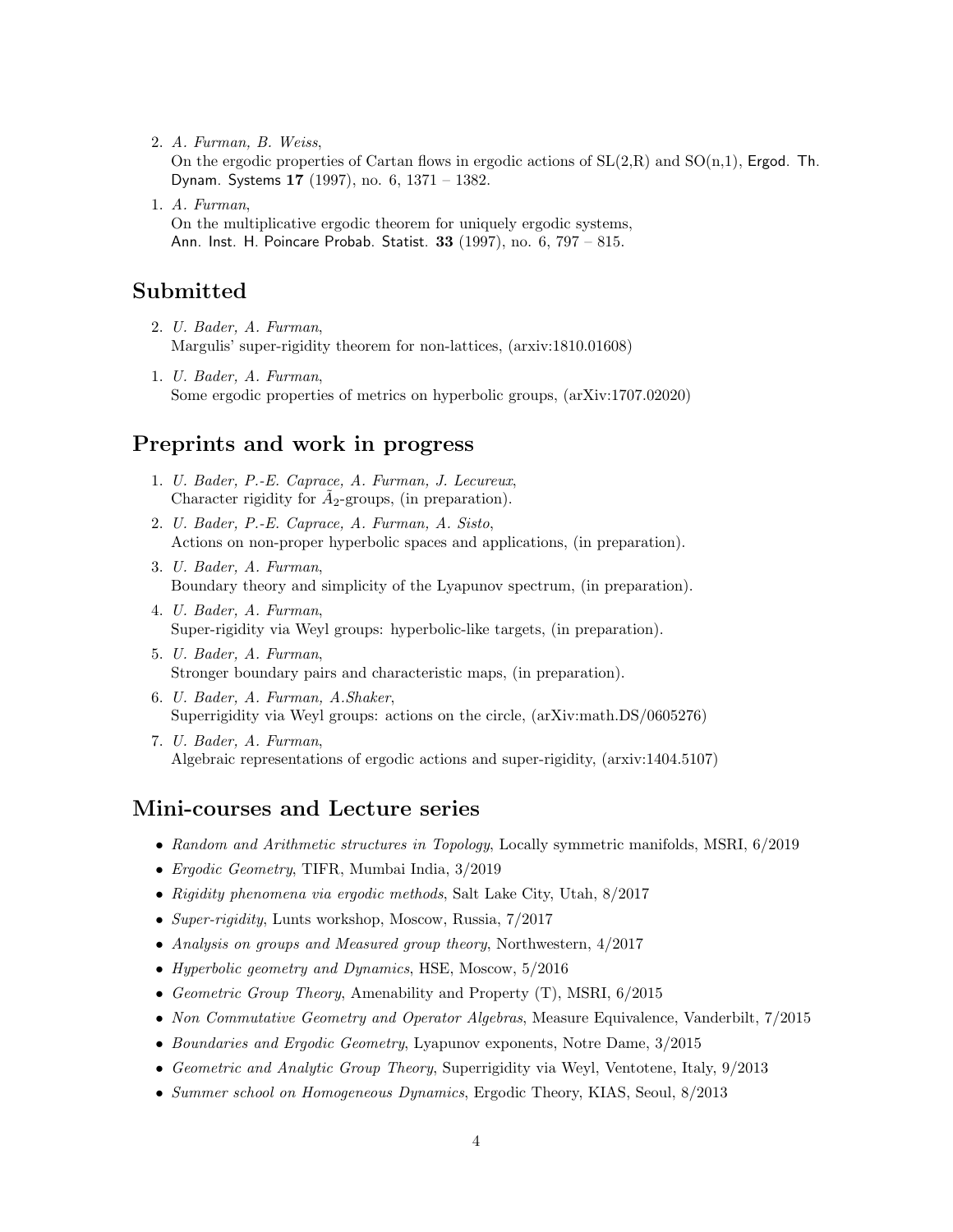2. *A. Furman, B. Weiss*,
   On the ergodic properties of Cartan flows in ergodic actions of SL(2,R) and SO(n,1), Ergod. Th. Dynam. Systems **17** (1997), no. 6, 1371 – 1382.

1. *A. Furman*,
   On the multiplicative ergodic theorem for uniquely ergodic systems,
   Ann. Inst. H. Poincare Probab. Statist. **33** (1997), no. 6, 797 – 815.

## Submitted

2. *U. Bader, A. Furman*,
   Margulis' super-rigidity theorem for non-lattices, (arxiv:1810.01608)

1. *U. Bader, A. Furman*,
   Some ergodic properties of metrics on hyperbolic groups, (arXiv:1707.02020)

## Preprints and work in progress

1. *U. Bader, P.-E. Caprace, A. Furman, J. Lecureux*,
   Character rigidity for $\tilde{A}_2$-groups, (in preparation).
2. *U. Bader, P.-E. Caprace, A. Furman, A. Sisto*,
   Actions on non-proper hyperbolic spaces and applications, (in preparation).
3. *U. Bader, A. Furman*,
   Boundary theory and simplicity of the Lyapunov spectrum, (in preparation).
4. *U. Bader, A. Furman*,
   Super-rigidity via Weyl groups: hyperbolic-like targets, (in preparation).
5. *U. Bader, A. Furman*,
   Stronger boundary pairs and characteristic maps, (in preparation).
6. *U. Bader, A. Furman, A.Shaker*,
   Superrigidity via Weyl groups: actions on the circle, (arXiv:math.DS/0605276)
7. *U. Bader, A. Furman*,
   Algebraic representations of ergodic actions and super-rigidity, (arxiv:1404.5107)

## Mini-courses and Lecture series

- *Random and Arithmetic structures in Topology*, Locally symmetric manifolds, MSRI, 6/2019
- *Ergodic Geometry*, TIFR, Mumbai India, 3/2019
- *Rigidity phenomena via ergodic methods*, Salt Lake City, Utah, 8/2017
- *Super-rigidity*, Lunts workshop, Moscow, Russia, 7/2017
- *Analysis on groups and Measured group theory*, Northwestern, 4/2017
- *Hyperbolic geometry and Dynamics*, HSE, Moscow, 5/2016
- *Geometric Group Theory*, Amenability and Property (T), MSRI, 6/2015
- *Non Commutative Geometry and Operator Algebras*, Measure Equivalence, Vanderbilt, 7/2015
- *Boundaries and Ergodic Geometry*, Lyapunov exponents, Notre Dame, 3/2015
- *Geometric and Analytic Group Theory*, Superrigidity via Weyl, Ventotene, Italy, 9/2013
- *Summer school on Homogeneous Dynamics*, Ergodic Theory, KIAS, Seoul, 8/2013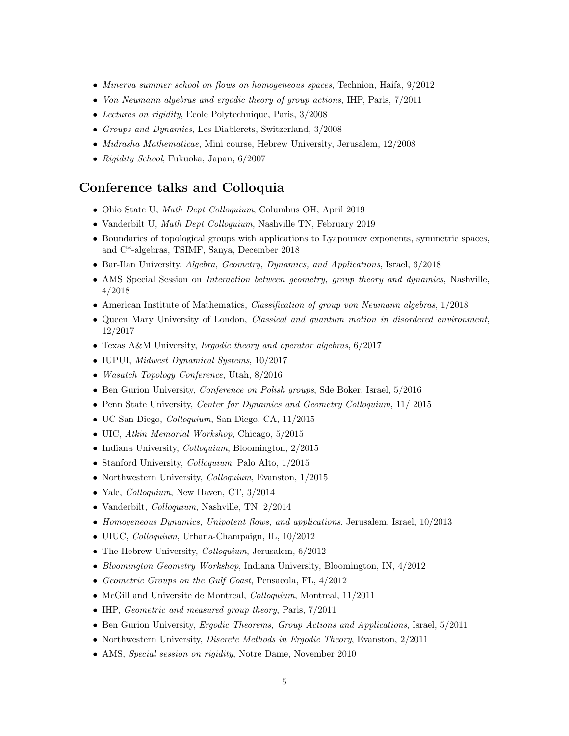- *Minerva summer school on flows on homogeneous spaces*, Technion, Haifa, 9/2012
- *Von Neumann algebras and ergodic theory of group actions*, IHP, Paris, 7/2011
- *Lectures on rigidity*, Ecole Polytechnique, Paris, 3/2008
- *Groups and Dynamics*, Les Diablerets, Switzerland, 3/2008
- *Midrasha Mathematicae*, Mini course, Hebrew University, Jerusalem, 12/2008
- *Rigidity School*, Fukuoka, Japan, 6/2007

## Conference talks and Colloquia

- Ohio State U, *Math Dept Colloquium*, Columbus OH, April 2019
- Vanderbilt U, *Math Dept Colloquium*, Nashville TN, February 2019
- Boundaries of topological groups with applications to Lyapounov exponents, symmetric spaces, and C*-algebras, TSIMF, Sanya, December 2018
- Bar-Ilan University, *Algebra, Geometry, Dynamics, and Applications*, Israel, 6/2018
- AMS Special Session on *Interaction between geometry, group theory and dynamics*, Nashville, 4/2018
- American Institute of Mathematics, *Classification of group von Neumann algebras*, 1/2018
- Queen Mary University of London, *Classical and quantum motion in disordered environment*, 12/2017
- Texas A&M University, *Ergodic theory and operator algebras*, 6/2017
- IUPUI, *Midwest Dynamical Systems*, 10/2017
- *Wasatch Topology Conference*, Utah, 8/2016
- Ben Gurion University, *Conference on Polish groups*, Sde Boker, Israel, 5/2016
- Penn State University, *Center for Dynamics and Geometry Colloquium*, 11/ 2015
- UC San Diego, *Colloquium*, San Diego, CA, 11/2015
- UIC, *Atkin Memorial Workshop*, Chicago, 5/2015
- Indiana University, *Colloquium*, Bloomington, 2/2015
- Stanford University, *Colloquium*, Palo Alto, 1/2015
- Northwestern University, *Colloquium*, Evanston, 1/2015
- Yale, *Colloquium*, New Haven, CT, 3/2014
- Vanderbilt, *Colloquium*, Nashville, TN, 2/2014
- *Homogeneous Dynamics, Unipotent flows, and applications*, Jerusalem, Israel, 10/2013
- UIUC, *Colloquium*, Urbana-Champaign, IL, 10/2012
- The Hebrew University, *Colloquium*, Jerusalem, 6/2012
- *Bloomington Geometry Workshop*, Indiana University, Bloomington, IN, 4/2012
- *Geometric Groups on the Gulf Coast*, Pensacola, FL, 4/2012
- McGill and Universite de Montreal, *Colloquium*, Montreal, 11/2011
- IHP, *Geometric and measured group theory*, Paris, 7/2011
- Ben Gurion University, *Ergodic Theorems, Group Actions and Applications*, Israel, 5/2011
- Northwestern University, *Discrete Methods in Ergodic Theory*, Evanston, 2/2011
- AMS, *Special session on rigidity*, Notre Dame, November 2010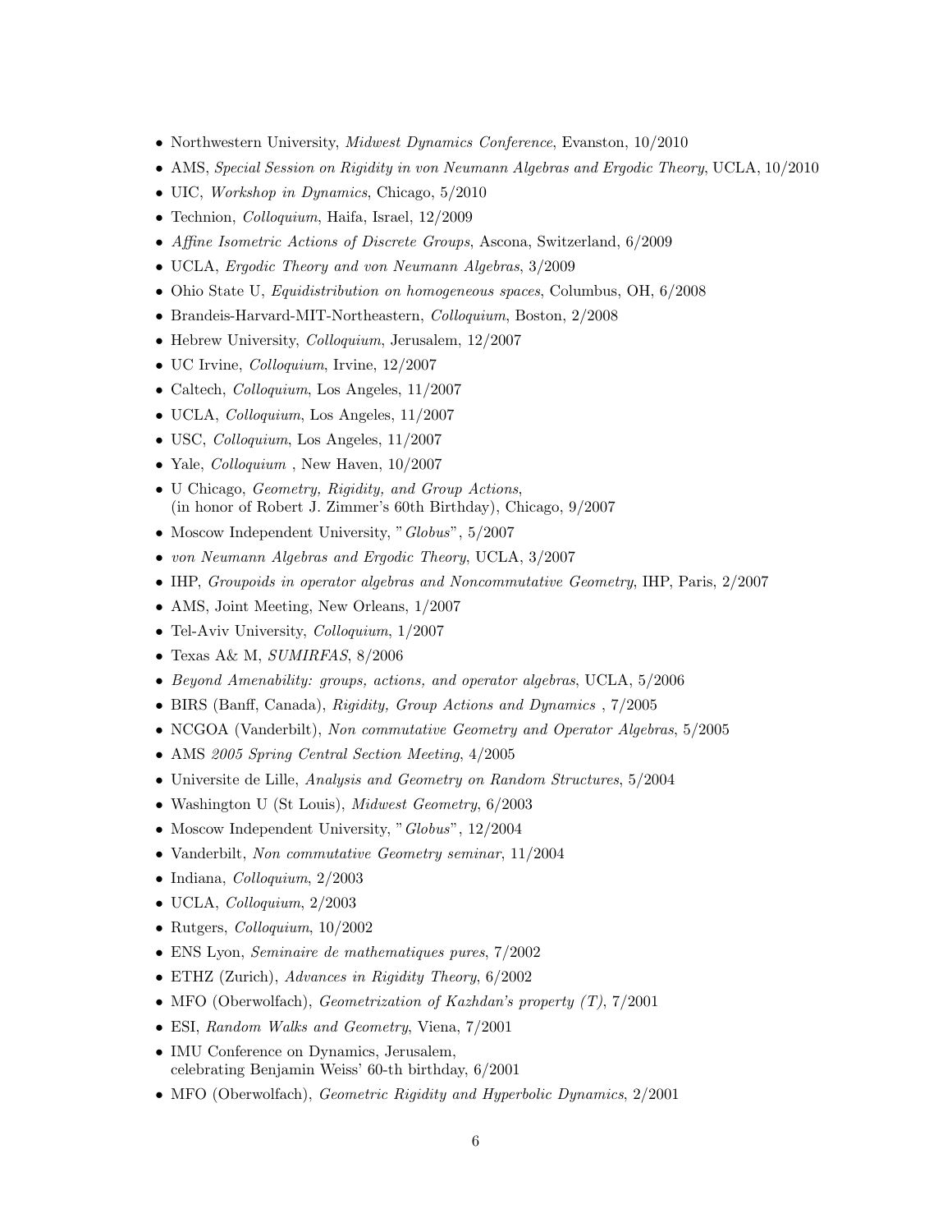- Northwestern University, *Midwest Dynamics Conference*, Evanston, 10/2010
- AMS, *Special Session on Rigidity in von Neumann Algebras and Ergodic Theory*, UCLA, 10/2010
- UIC, *Workshop in Dynamics*, Chicago, 5/2010
- Technion, *Colloquium*, Haifa, Israel, 12/2009
- *Affine Isometric Actions of Discrete Groups*, Ascona, Switzerland, 6/2009
- UCLA, *Ergodic Theory and von Neumann Algebras*, 3/2009
- Ohio State U, *Equidistribution on homogeneous spaces*, Columbus, OH, 6/2008
- Brandeis-Harvard-MIT-Northeastern, *Colloquium*, Boston, 2/2008
- Hebrew University, *Colloquium*, Jerusalem, 12/2007
- UC Irvine, *Colloquium*, Irvine, 12/2007
- Caltech, *Colloquium*, Los Angeles, 11/2007
- UCLA, *Colloquium*, Los Angeles, 11/2007
- USC, *Colloquium*, Los Angeles, 11/2007
- Yale, *Colloquium* , New Haven, 10/2007
- U Chicago, *Geometry, Rigidity, and Group Actions*, (in honor of Robert J. Zimmer's 60th Birthday), Chicago, 9/2007
- Moscow Independent University, "*Globus*", 5/2007
- *von Neumann Algebras and Ergodic Theory*, UCLA, 3/2007
- IHP, *Groupoids in operator algebras and Noncommutative Geometry*, IHP, Paris, 2/2007
- AMS, Joint Meeting, New Orleans, 1/2007
- Tel-Aviv University, *Colloquium*, 1/2007
- Texas A& M, *SUMIRFAS*, 8/2006
- *Beyond Amenability: groups, actions, and operator algebras*, UCLA, 5/2006
- BIRS (Banff, Canada), *Rigidity, Group Actions and Dynamics* , 7/2005
- NCGOA (Vanderbilt), *Non commutative Geometry and Operator Algebras*, 5/2005
- AMS *2005 Spring Central Section Meeting*, 4/2005
- Universite de Lille, *Analysis and Geometry on Random Structures*, 5/2004
- Washington U (St Louis), *Midwest Geometry*, 6/2003
- Moscow Independent University, "*Globus*", 12/2004
- Vanderbilt, *Non commutative Geometry seminar*, 11/2004
- Indiana, *Colloquium*, 2/2003
- UCLA, *Colloquium*, 2/2003
- Rutgers, *Colloquium*, 10/2002
- ENS Lyon, *Seminaire de mathematiques pures*, 7/2002
- ETHZ (Zurich), *Advances in Rigidity Theory*, 6/2002
- MFO (Oberwolfach), *Geometrization of Kazhdan's property (T)*, 7/2001
- ESI, *Random Walks and Geometry*, Viena, 7/2001
- IMU Conference on Dynamics, Jerusalem, celebrating Benjamin Weiss' 60-th birthday, 6/2001
- MFO (Oberwolfach), *Geometric Rigidity and Hyperbolic Dynamics*, 2/2001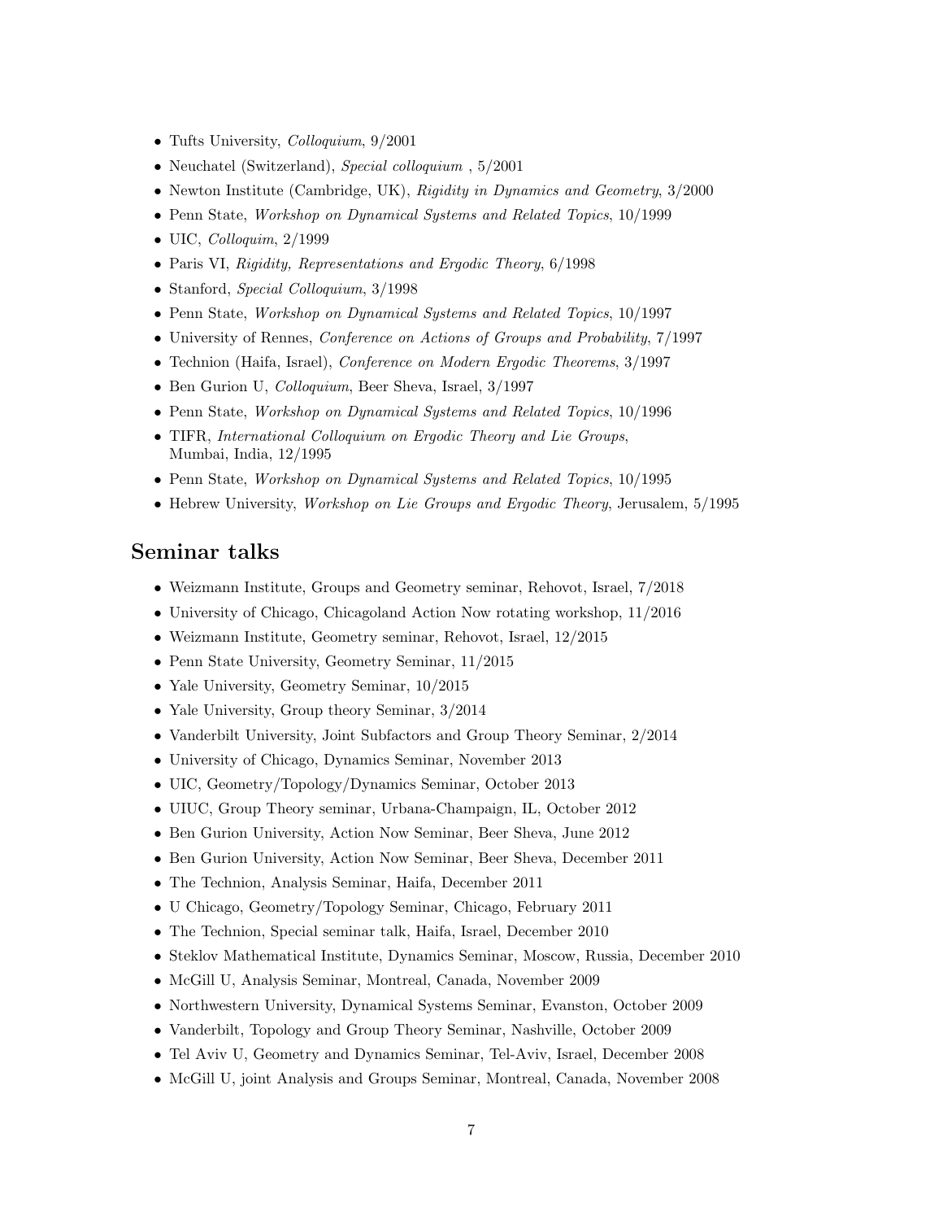- Tufts University, *Colloquium*, 9/2001
- Neuchatel (Switzerland), *Special colloquium* , 5/2001
- Newton Institute (Cambridge, UK), *Rigidity in Dynamics and Geometry*, 3/2000
- Penn State, *Workshop on Dynamical Systems and Related Topics*, 10/1999
- UIC, *Colloquim*, 2/1999
- Paris VI, *Rigidity, Representations and Ergodic Theory*, 6/1998
- Stanford, *Special Colloquium*, 3/1998
- Penn State, *Workshop on Dynamical Systems and Related Topics*, 10/1997
- University of Rennes, *Conference on Actions of Groups and Probability*, 7/1997
- Technion (Haifa, Israel), *Conference on Modern Ergodic Theorems*, 3/1997
- Ben Gurion U, *Colloquium*, Beer Sheva, Israel, 3/1997
- Penn State, *Workshop on Dynamical Systems and Related Topics*, 10/1996
- TIFR, *International Colloquium on Ergodic Theory and Lie Groups*, Mumbai, India, 12/1995
- Penn State, *Workshop on Dynamical Systems and Related Topics*, 10/1995
- Hebrew University, *Workshop on Lie Groups and Ergodic Theory*, Jerusalem, 5/1995

## Seminar talks

- Weizmann Institute, Groups and Geometry seminar, Rehovot, Israel, 7/2018
- University of Chicago, Chicagoland Action Now rotating workshop, 11/2016
- Weizmann Institute, Geometry seminar, Rehovot, Israel, 12/2015
- Penn State University, Geometry Seminar, 11/2015
- Yale University, Geometry Seminar, 10/2015
- Yale University, Group theory Seminar, 3/2014
- Vanderbilt University, Joint Subfactors and Group Theory Seminar, 2/2014
- University of Chicago, Dynamics Seminar, November 2013
- UIC, Geometry/Topology/Dynamics Seminar, October 2013
- UIUC, Group Theory seminar, Urbana-Champaign, IL, October 2012
- Ben Gurion University, Action Now Seminar, Beer Sheva, June 2012
- Ben Gurion University, Action Now Seminar, Beer Sheva, December 2011
- The Technion, Analysis Seminar, Haifa, December 2011
- U Chicago, Geometry/Topology Seminar, Chicago, February 2011
- The Technion, Special seminar talk, Haifa, Israel, December 2010
- Steklov Mathematical Institute, Dynamics Seminar, Moscow, Russia, December 2010
- McGill U, Analysis Seminar, Montreal, Canada, November 2009
- Northwestern University, Dynamical Systems Seminar, Evanston, October 2009
- Vanderbilt, Topology and Group Theory Seminar, Nashville, October 2009
- Tel Aviv U, Geometry and Dynamics Seminar, Tel-Aviv, Israel, December 2008
- McGill U, joint Analysis and Groups Seminar, Montreal, Canada, November 2008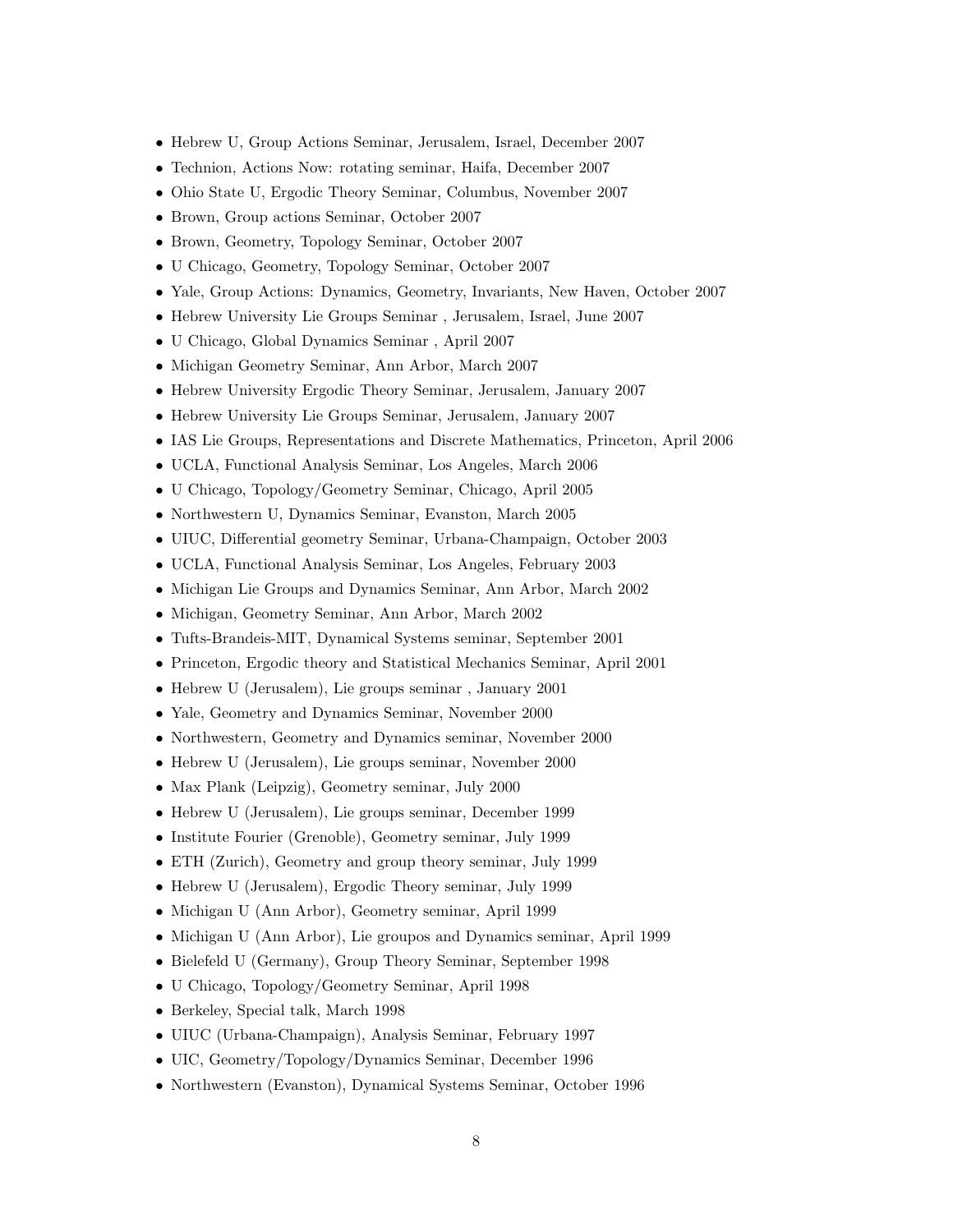- Hebrew U, Group Actions Seminar, Jerusalem, Israel, December 2007
- Technion, Actions Now: rotating seminar, Haifa, December 2007
- Ohio State U, Ergodic Theory Seminar, Columbus, November 2007
- Brown, Group actions Seminar, October 2007
- Brown, Geometry, Topology Seminar, October 2007
- U Chicago, Geometry, Topology Seminar, October 2007
- Yale, Group Actions: Dynamics, Geometry, Invariants, New Haven, October 2007
- Hebrew University Lie Groups Seminar , Jerusalem, Israel, June 2007
- U Chicago, Global Dynamics Seminar , April 2007
- Michigan Geometry Seminar, Ann Arbor, March 2007
- Hebrew University Ergodic Theory Seminar, Jerusalem, January 2007
- Hebrew University Lie Groups Seminar, Jerusalem, January 2007
- IAS Lie Groups, Representations and Discrete Mathematics, Princeton, April 2006
- UCLA, Functional Analysis Seminar, Los Angeles, March 2006
- U Chicago, Topology/Geometry Seminar, Chicago, April 2005
- Northwestern U, Dynamics Seminar, Evanston, March 2005
- UIUC, Differential geometry Seminar, Urbana-Champaign, October 2003
- UCLA, Functional Analysis Seminar, Los Angeles, February 2003
- Michigan Lie Groups and Dynamics Seminar, Ann Arbor, March 2002
- Michigan, Geometry Seminar, Ann Arbor, March 2002
- Tufts-Brandeis-MIT, Dynamical Systems seminar, September 2001
- Princeton, Ergodic theory and Statistical Mechanics Seminar, April 2001
- Hebrew U (Jerusalem), Lie groups seminar , January 2001
- Yale, Geometry and Dynamics Seminar, November 2000
- Northwestern, Geometry and Dynamics seminar, November 2000
- Hebrew U (Jerusalem), Lie groups seminar, November 2000
- Max Plank (Leipzig), Geometry seminar, July 2000
- Hebrew U (Jerusalem), Lie groups seminar, December 1999
- Institute Fourier (Grenoble), Geometry seminar, July 1999
- ETH (Zurich), Geometry and group theory seminar, July 1999
- Hebrew U (Jerusalem), Ergodic Theory seminar, July 1999
- Michigan U (Ann Arbor), Geometry seminar, April 1999
- Michigan U (Ann Arbor), Lie groupos and Dynamics seminar, April 1999
- Bielefeld U (Germany), Group Theory Seminar, September 1998
- U Chicago, Topology/Geometry Seminar, April 1998
- Berkeley, Special talk, March 1998
- UIUC (Urbana-Champaign), Analysis Seminar, February 1997
- UIC, Geometry/Topology/Dynamics Seminar, December 1996
- Northwestern (Evanston), Dynamical Systems Seminar, October 1996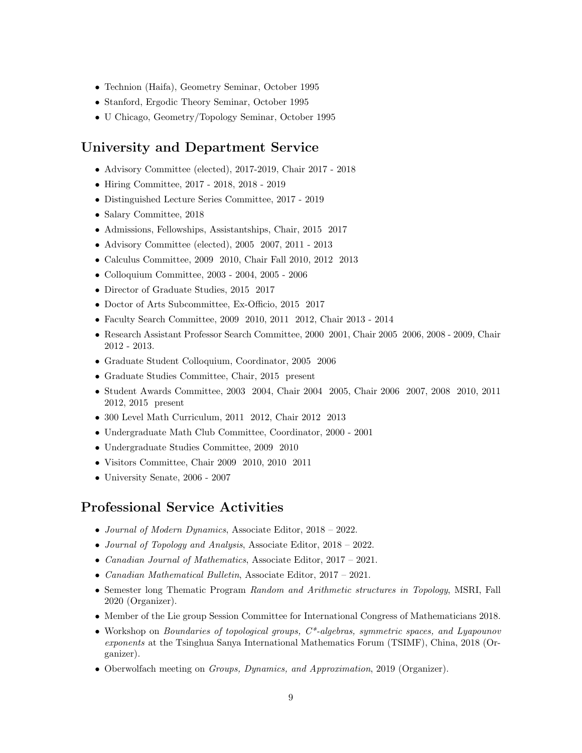- Technion (Haifa), Geometry Seminar, October 1995
- Stanford, Ergodic Theory Seminar, October 1995
- U Chicago, Geometry/Topology Seminar, October 1995

## University and Department Service

- Advisory Committee (elected), 2017-2019, Chair 2017 - 2018
- Hiring Committee, 2017 - 2018, 2018 - 2019
- Distinguished Lecture Series Committee, 2017 - 2019
- Salary Committee, 2018
- Admissions, Fellowships, Assistantships, Chair, 2015 2017
- Advisory Committee (elected), 2005 2007, 2011 - 2013
- Calculus Committee, 2009 2010, Chair Fall 2010, 2012 2013
- Colloquium Committee, 2003 - 2004, 2005 - 2006
- Director of Graduate Studies, 2015 2017
- Doctor of Arts Subcommittee, Ex-Officio, 2015 2017
- Faculty Search Committee, 2009 2010, 2011 2012, Chair 2013 - 2014
- Research Assistant Professor Search Committee, 2000 2001, Chair 2005 2006, 2008 - 2009, Chair 2012 - 2013.
- Graduate Student Colloquium, Coordinator, 2005 2006
- Graduate Studies Committee, Chair, 2015 present
- Student Awards Committee, 2003 2004, Chair 2004 2005, Chair 2006 2007, 2008 2010, 2011 2012, 2015 present
- 300 Level Math Curriculum, 2011 2012, Chair 2012 2013
- Undergraduate Math Club Committee, Coordinator, 2000 - 2001
- Undergraduate Studies Committee, 2009 2010
- Visitors Committee, Chair 2009 2010, 2010 2011
- University Senate, 2006 - 2007

## Professional Service Activities

- *Journal of Modern Dynamics*, Associate Editor, 2018 – 2022.
- *Journal of Topology and Analysis*, Associate Editor, 2018 – 2022.
- *Canadian Journal of Mathematics*, Associate Editor, 2017 – 2021.
- *Canadian Mathematical Bulletin*, Associate Editor, 2017 – 2021.
- Semester long Thematic Program *Random and Arithmetic structures in Topology*, MSRI, Fall 2020 (Organizer).
- Member of the Lie group Session Committee for International Congress of Mathematicians 2018.
- Workshop on *Boundaries of topological groups, C\*-algebras, symmetric spaces, and Lyapounov exponents* at the Tsinghua Sanya International Mathematics Forum (TSIMF), China, 2018 (Organizer).
- Oberwolfach meeting on *Groups, Dynamics, and Approximation*, 2019 (Organizer).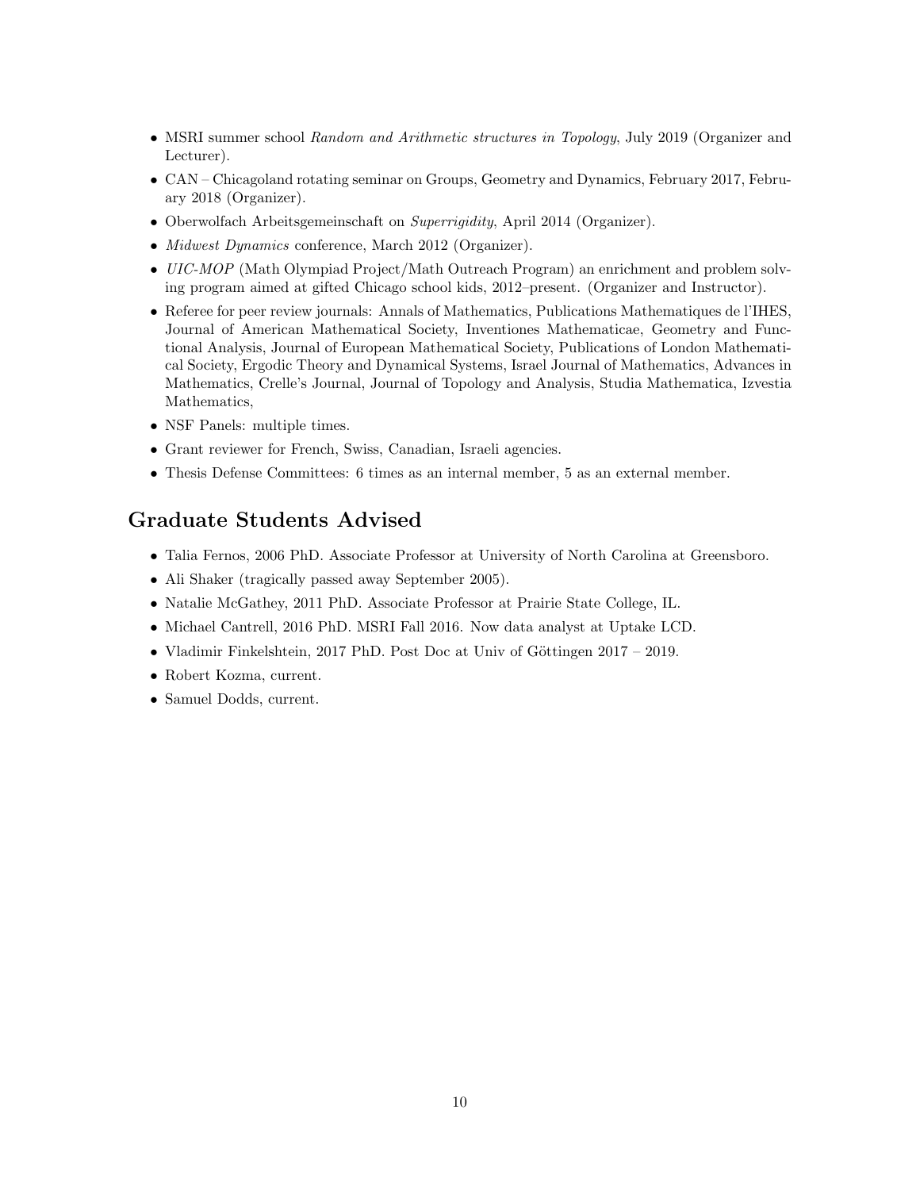- MSRI summer school *Random and Arithmetic structures in Topology*, July 2019 (Organizer and Lecturer).
- CAN – Chicagoland rotating seminar on Groups, Geometry and Dynamics, February 2017, February 2018 (Organizer).
- Oberwolfach Arbeitsgemeinschaft on *Superrigidity*, April 2014 (Organizer).
- *Midwest Dynamics* conference, March 2012 (Organizer).
- *UIC-MOP* (Math Olympiad Project/Math Outreach Program) an enrichment and problem solving program aimed at gifted Chicago school kids, 2012–present. (Organizer and Instructor).
- Referee for peer review journals: Annals of Mathematics, Publications Mathematiques de l'IHES, Journal of American Mathematical Society, Inventiones Mathematicae, Geometry and Functional Analysis, Journal of European Mathematical Society, Publications of London Mathematical Society, Ergodic Theory and Dynamical Systems, Israel Journal of Mathematics, Advances in Mathematics, Crelle's Journal, Journal of Topology and Analysis, Studia Mathematica, Izvestia Mathematics,
- NSF Panels: multiple times.
- Grant reviewer for French, Swiss, Canadian, Israeli agencies.
- Thesis Defense Committees: 6 times as an internal member, 5 as an external member.

## Graduate Students Advised

- Talia Fernos, 2006 PhD. Associate Professor at University of North Carolina at Greensboro.
- Ali Shaker (tragically passed away September 2005).
- Natalie McGathey, 2011 PhD. Associate Professor at Prairie State College, IL.
- Michael Cantrell, 2016 PhD. MSRI Fall 2016. Now data analyst at Uptake LCD.
- Vladimir Finkelshtein, 2017 PhD. Post Doc at Univ of Göttingen 2017 – 2019.
- Robert Kozma, current.
- Samuel Dodds, current.